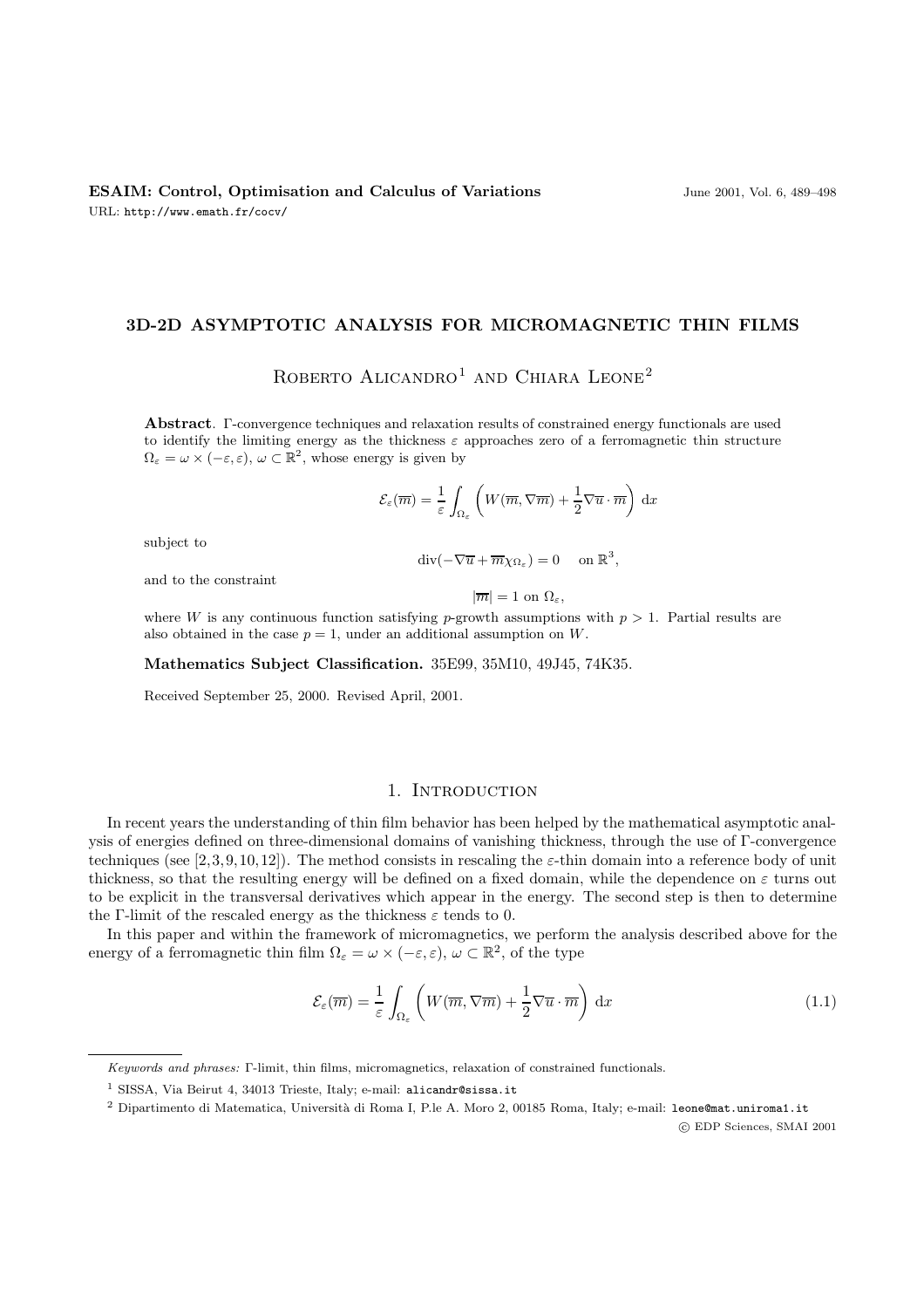**ESAIM: Control, Optimisation and Calculus of Variations**

URL: http://www.emath.fr/cocv/

# 3D-2D ASYMPTOTIC ANALYSIS FOR MICROMAGNETIC THIN FILMS

Roberto Alicandro[1] and Chiara Leone[2]

**Abstract**. Γ-convergence techniques and relaxation results of constrained energy functionals are used to identify the limiting energy as the thickness $\varepsilon$ approaches zero of a ferromagnetic thin structure $\Omega_\varepsilon = \omega \times (-\varepsilon, \varepsilon)$, $\omega \subset \mathbb{R}^2$, whose energy is given by

$$\mathcal{E}_\varepsilon(\overline{m}) = \frac{1}{\varepsilon} \int_{\Omega_\varepsilon} \left( W(\overline{m}, \nabla \overline{m}) + \frac{1}{2} \nabla \overline{u} \cdot \overline{m} \right) \, \mathrm{d}x$$

subject to

$$\operatorname{div}(-\nabla \overline{u} + \overline{m} \chi_{\Omega_\varepsilon}) = 0 \quad \text{on } \mathbb{R}^3,$$

and to the constraint

$$|\overline{m}| = 1 \text{ on } \Omega_\varepsilon,$$

where $W$ is any continuous function satisfying $p$-growth assumptions with $p > 1$. Partial results are also obtained in the case $p = 1$, under an additional assumption on $W$.

**Mathematics Subject Classification.** 35E99, 35M10, 49J45, 74K35.

Received September 25, 2000. Revised April, 2001.

## 1. Introduction

In recent years the understanding of thin film behavior has been helped by the mathematical asymptotic analysis of energies defined on three-dimensional domains of vanishing thickness, through the use of Γ-convergence techniques (see [2,3,9,10,12]). The method consists in rescaling the $\varepsilon$-thin domain into a reference body of unit thickness, so that the resulting energy will be defined on a fixed domain, while the dependence on $\varepsilon$ turns out to be explicit in the transversal derivatives which appear in the energy. The second step is then to determine the Γ-limit of the rescaled energy as the thickness $\varepsilon$ tends to 0.

In this paper and within the framework of micromagnetics, we perform the analysis described above for the energy of a ferromagnetic thin film $\Omega_\varepsilon = \omega \times (-\varepsilon, \varepsilon)$, $\omega \subset \mathbb{R}^2$, of the type

$$\mathcal{E}_\varepsilon(\overline{m}) = \frac{1}{\varepsilon} \int_{\Omega_\varepsilon} \left( W(\overline{m}, \nabla \overline{m}) + \frac{1}{2} \nabla \overline{u} \cdot \overline{m} \right) \, \mathrm{d}x \tag{1.1}$$

---

*Keywords and phrases:* Γ-limit, thin films, micromagnetics, relaxation of constrained functionals.

[1] SISSA, Via Beirut 4, 34013 Trieste, Italy; e-mail: alicandr@sissa.it

[2] Dipartimento di Matematica, Università di Roma I, P.le A. Moro 2, 00185 Roma, Italy; e-mail: leone@mat.uniroma1.it

© EDP Sciences, SMAI 2001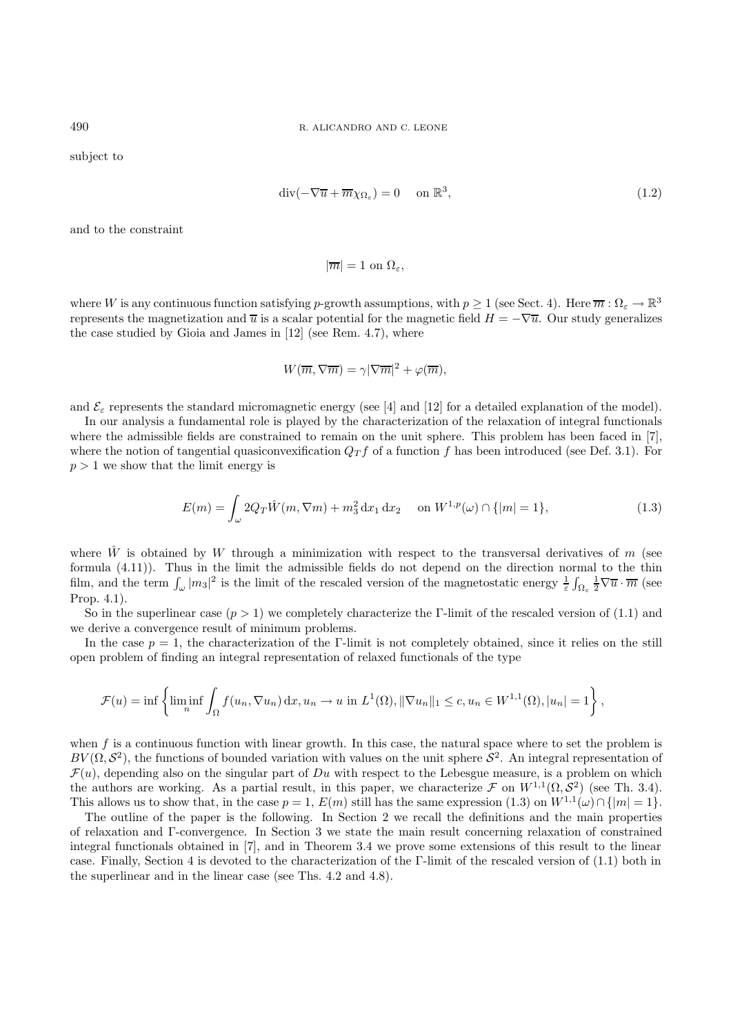subject to

$$\operatorname{div}(-\nabla\overline{u} + \overline{m}\chi_{\Omega_\varepsilon}) = 0 \quad \text{on } \mathbb{R}^3, \tag{1.2}$$

and to the constraint

$$|\overline{m}| = 1 \text{ on } \Omega_\varepsilon,$$

where $W$ is any continuous function satisfying $p$-growth assumptions, with $p \geq 1$ (see Sect. 4). Here $\overline{m} : \Omega_\varepsilon \to \mathbb{R}^3$ represents the magnetization and $\overline{u}$ is a scalar potential for the magnetic field $H = -\nabla\overline{u}$. Our study generalizes the case studied by Gioia and James in [12] (see Rem. 4.7), where

$$W(\overline{m}, \nabla\overline{m}) = \gamma|\nabla\overline{m}|^2 + \varphi(\overline{m}),$$

and $\mathcal{E}_\varepsilon$ represents the standard micromagnetic energy (see [4] and [12] for a detailed explanation of the model).

In our analysis a fundamental role is played by the characterization of the relaxation of integral functionals where the admissible fields are constrained to remain on the unit sphere. This problem has been faced in [7], where the notion of tangential quasiconvexification $Q_T f$ of a function $f$ has been introduced (see Def. 3.1). For $p > 1$ we show that the limit energy is

$$E(m) = \int_\omega 2Q_T\hat{W}(m, \nabla m) + m_3^2 \,\mathrm{d}x_1\,\mathrm{d}x_2 \quad \text{on } W^{1,p}(\omega) \cap \{|m| = 1\}, \tag{1.3}$$

where $\hat{W}$ is obtained by $W$ through a minimization with respect to the transversal derivatives of $m$ (see formula (4.11)). Thus in the limit the admissible fields do not depend on the direction normal to the thin film, and the term $\int_\omega |m_3|^2$ is the limit of the rescaled version of the magnetostatic energy $\frac{1}{\varepsilon}\int_{\Omega_\varepsilon} \frac{1}{2}\nabla\overline{u} \cdot \overline{m}$ (see Prop. 4.1).

So in the superlinear case ($p > 1$) we completely characterize the $\Gamma$-limit of the rescaled version of (1.1) and we derive a convergence result of minimum problems.

In the case $p = 1$, the characterization of the $\Gamma$-limit is not completely obtained, since it relies on the still open problem of finding an integral representation of relaxed functionals of the type

$$\mathcal{F}(u) = \inf\left\{\liminf_n \int_\Omega f(u_n, \nabla u_n)\,\mathrm{d}x, u_n \to u \text{ in } L^1(\Omega), \|\nabla u_n\|_1 \leq c, u_n \in W^{1,1}(\Omega), |u_n| = 1\right\},$$

when $f$ is a continuous function with linear growth. In this case, the natural space where to set the problem is $BV(\Omega, \mathcal{S}^2)$, the functions of bounded variation with values on the unit sphere $\mathcal{S}^2$. An integral representation of $\mathcal{F}(u)$, depending also on the singular part of $Du$ with respect to the Lebesgue measure, is a problem on which the authors are working. As a partial result, in this paper, we characterize $\mathcal{F}$ on $W^{1,1}(\Omega, \mathcal{S}^2)$ (see Th. 3.4). This allows us to show that, in the case $p = 1$, $E(m)$ still has the same expression (1.3) on $W^{1,1}(\omega) \cap \{|m| = 1\}$.

The outline of the paper is the following. In Section 2 we recall the definitions and the main properties of relaxation and $\Gamma$-convergence. In Section 3 we state the main result concerning relaxation of constrained integral functionals obtained in [7], and in Theorem 3.4 we prove some extensions of this result to the linear case. Finally, Section 4 is devoted to the characterization of the $\Gamma$-limit of the rescaled version of (1.1) both in the superlinear and in the linear case (see Ths. 4.2 and 4.8).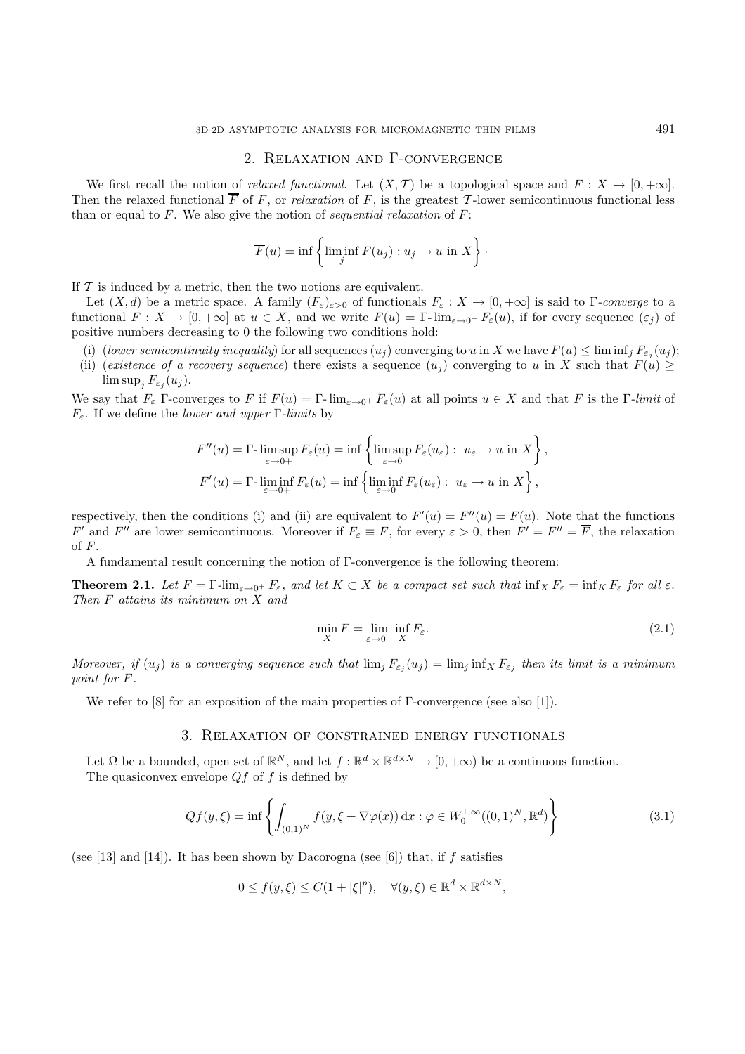## 2. Relaxation and Γ-convergence

We first recall the notion of *relaxed functional*. Let $(X, \mathcal{T})$ be a topological space and $F : X \to [0, +\infty]$. Then the relaxed functional $\overline{F}$ of $F$, or *relaxation* of $F$, is the greatest $\mathcal{T}$-lower semicontinuous functional less than or equal to $F$. We also give the notion of *sequential relaxation* of $F$:

$$\overline{F}(u) = \inf \left\{ \liminf_j F(u_j) : u_j \to u \text{ in } X \right\} \cdot$$

If $\mathcal{T}$ is induced by a metric, then the two notions are equivalent.

Let $(X, d)$ be a metric space. A family $(F_\varepsilon)_{\varepsilon>0}$ of functionals $F_\varepsilon : X \to [0, +\infty]$ is said to Γ-*converge* to a functional $F : X \to [0, +\infty]$ at $u \in X$, and we write $F(u) = \Gamma\text{-}\lim_{\varepsilon \to 0^+} F_\varepsilon(u)$, if for every sequence $(\varepsilon_j)$ of positive numbers decreasing to 0 the following two conditions hold:

(i) (*lower semicontinuity inequality*) for all sequences $(u_j)$ converging to $u$ in $X$ we have $F(u) \leq \liminf_j F_{\varepsilon_j}(u_j)$;

(ii) (*existence of a recovery sequence*) there exists a sequence $(u_j)$ converging to $u$ in $X$ such that $F(u) \geq \limsup_j F_{\varepsilon_j}(u_j)$.

We say that $F_\varepsilon$ Γ-converges to $F$ if $F(u) = \Gamma\text{-}\lim_{\varepsilon \to 0^+} F_\varepsilon(u)$ at all points $u \in X$ and that $F$ is the Γ-*limit* of $F_\varepsilon$. If we define the *lower and upper* Γ-*limits* by

$$F''(u) = \Gamma\text{-}\limsup_{\varepsilon \to 0+} F_\varepsilon(u) = \inf \left\{ \limsup_{\varepsilon \to 0} F_\varepsilon(u_\varepsilon) : \; u_\varepsilon \to u \text{ in } X \right\},$$

$$F'(u) = \Gamma\text{-}\liminf_{\varepsilon \to 0+} F_\varepsilon(u) = \inf \left\{ \liminf_{\varepsilon \to 0} F_\varepsilon(u_\varepsilon) : \; u_\varepsilon \to u \text{ in } X \right\},$$

respectively, then the conditions (i) and (ii) are equivalent to $F'(u) = F''(u) = F(u)$. Note that the functions $F'$ and $F''$ are lower semicontinuous. Moreover if $F_\varepsilon \equiv F$, for every $\varepsilon > 0$, then $F' = F'' = \overline{F}$, the relaxation of $F$.

A fundamental result concerning the notion of Γ-convergence is the following theorem:

**Theorem 2.1.** *Let $F = \Gamma\text{-}\lim_{\varepsilon \to 0^+} F_\varepsilon$, and let $K \subset X$ be a compact set such that $\inf_X F_\varepsilon = \inf_K F_\varepsilon$ for all $\varepsilon$. Then $F$ attains its minimum on $X$ and*

$$\min_X F = \lim_{\varepsilon \to 0^+} \inf_X F_\varepsilon. \tag{2.1}$$

*Moreover, if $(u_j)$ is a converging sequence such that $\lim_j F_{\varepsilon_j}(u_j) = \lim_j \inf_X F_{\varepsilon_j}$ then its limit is a minimum point for $F$.*

We refer to [8] for an exposition of the main properties of Γ-convergence (see also [1]).

## 3. Relaxation of constrained energy functionals

Let $\Omega$ be a bounded, open set of $\mathbb{R}^N$, and let $f : \mathbb{R}^d \times \mathbb{R}^{d\times N} \to [0, +\infty)$ be a continuous function.

The quasiconvex envelope $Qf$ of $f$ is defined by

$$Qf(y, \xi) = \inf \left\{ \int_{(0,1)^N} f(y, \xi + \nabla\varphi(x)) \,\mathrm{d}x : \varphi \in W_0^{1,\infty}((0,1)^N, \mathbb{R}^d) \right\} \tag{3.1}$$

(see [13] and [14]). It has been shown by Dacorogna (see [6]) that, if $f$ satisfies

$$0 \leq f(y, \xi) \leq C(1 + |\xi|^p), \quad \forall (y, \xi) \in \mathbb{R}^d \times \mathbb{R}^{d\times N},$$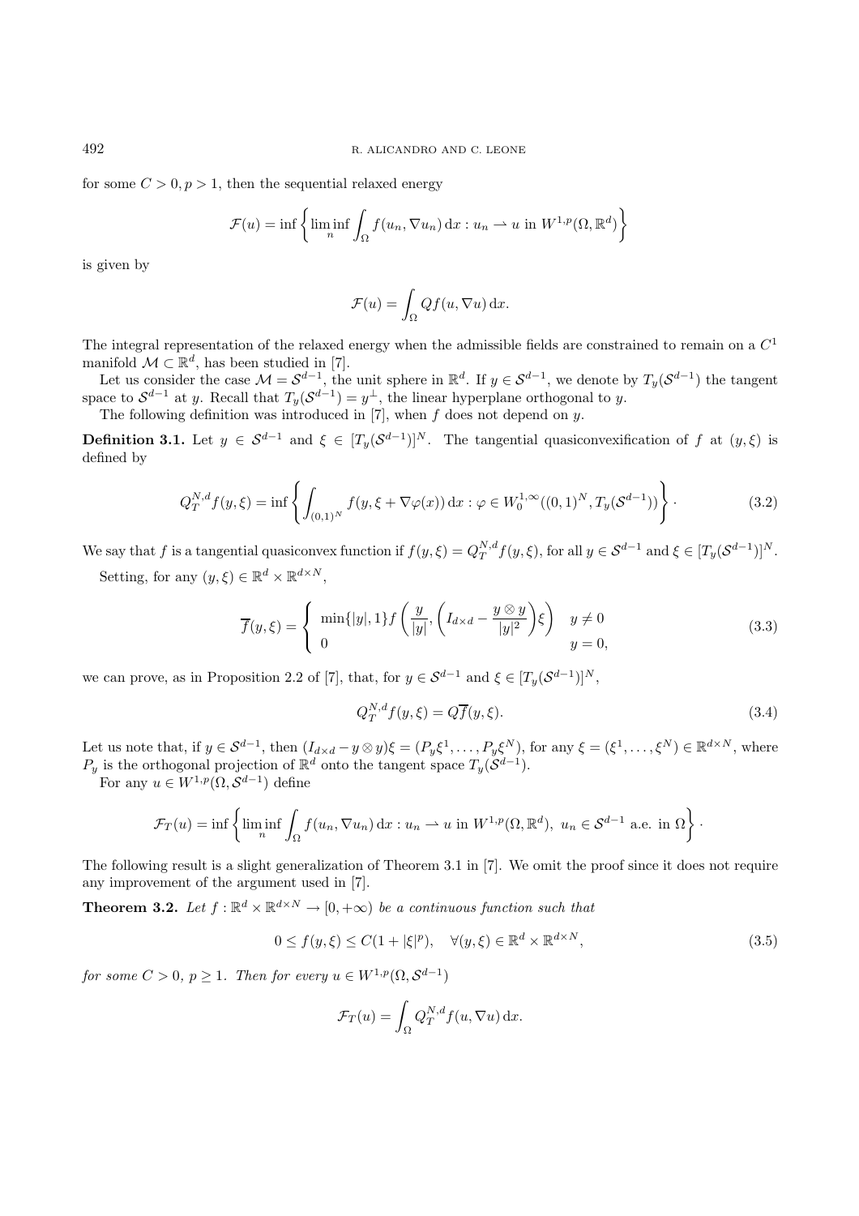for some $C > 0, p > 1$, then the sequential relaxed energy

$$\mathcal{F}(u) = \inf \left\{ \liminf_n \int_\Omega f(u_n, \nabla u_n)\, \mathrm{d}x : u_n \rightharpoonup u \text{ in } W^{1,p}(\Omega, \mathbb{R}^d) \right\}$$

is given by

$$\mathcal{F}(u) = \int_\Omega Qf(u, \nabla u)\, \mathrm{d}x.$$

The integral representation of the relaxed energy when the admissible fields are constrained to remain on a $C^1$ manifold $\mathcal{M} \subset \mathbb{R}^d$, has been studied in [7].

Let us consider the case $\mathcal{M} = \mathcal{S}^{d-1}$, the unit sphere in $\mathbb{R}^d$. If $y \in \mathcal{S}^{d-1}$, we denote by $T_y(\mathcal{S}^{d-1})$ the tangent space to $\mathcal{S}^{d-1}$ at $y$. Recall that $T_y(\mathcal{S}^{d-1}) = y^\perp$, the linear hyperplane orthogonal to $y$.

The following definition was introduced in [7], when $f$ does not depend on $y$.

**Definition 3.1.** Let $y \in \mathcal{S}^{d-1}$ and $\xi \in [T_y(\mathcal{S}^{d-1})]^N$. The tangential quasiconvexification of $f$ at $(y, \xi)$ is defined by

$$Q_T^{N,d} f(y, \xi) = \inf \left\{ \int_{(0,1)^N} f(y, \xi + \nabla\varphi(x))\, \mathrm{d}x : \varphi \in W_0^{1,\infty}((0,1)^N, T_y(\mathcal{S}^{d-1})) \right\}. \tag{3.2}$$

We say that $f$ is a tangential quasiconvex function if $f(y, \xi) = Q_T^{N,d} f(y, \xi)$, for all $y \in \mathcal{S}^{d-1}$ and $\xi \in [T_y(\mathcal{S}^{d-1})]^N$.

Setting, for any $(y, \xi) \in \mathbb{R}^d \times \mathbb{R}^{d\times N}$,

$$\overline{f}(y, \xi) = \begin{cases} \min\{|y|, 1\} f\left(\dfrac{y}{|y|}, \left(I_{d\times d} - \dfrac{y \otimes y}{|y|^2}\right)\xi\right) & y \neq 0 \\ 0 & y = 0, \end{cases} \tag{3.3}$$

we can prove, as in Proposition 2.2 of [7], that, for $y \in \mathcal{S}^{d-1}$ and $\xi \in [T_y(\mathcal{S}^{d-1})]^N$,

$$Q_T^{N,d} f(y, \xi) = Q\overline{f}(y, \xi). \tag{3.4}$$

Let us note that, if $y \in \mathcal{S}^{d-1}$, then $(I_{d\times d} - y \otimes y)\xi = (P_y \xi^1, \ldots, P_y \xi^N)$, for any $\xi = (\xi^1, \ldots, \xi^N) \in \mathbb{R}^{d\times N}$, where $P_y$ is the orthogonal projection of $\mathbb{R}^d$ onto the tangent space $T_y(\mathcal{S}^{d-1})$.

For any $u \in W^{1,p}(\Omega, \mathcal{S}^{d-1})$ define

$$\mathcal{F}_T(u) = \inf \left\{ \liminf_n \int_\Omega f(u_n, \nabla u_n)\, \mathrm{d}x : u_n \rightharpoonup u \text{ in } W^{1,p}(\Omega, \mathbb{R}^d),\ u_n \in \mathcal{S}^{d-1} \text{ a.e. in } \Omega \right\}.$$

The following result is a slight generalization of Theorem 3.1 in [7]. We omit the proof since it does not require any improvement of the argument used in [7].

**Theorem 3.2.** *Let $f : \mathbb{R}^d \times \mathbb{R}^{d\times N} \to [0, +\infty)$ be a continuous function such that*

$$0 \leq f(y, \xi) \leq C(1 + |\xi|^p), \quad \forall (y, \xi) \in \mathbb{R}^d \times \mathbb{R}^{d\times N}, \tag{3.5}$$

*for some $C > 0$, $p \geq 1$. Then for every $u \in W^{1,p}(\Omega, \mathcal{S}^{d-1})$*

$$\mathcal{F}_T(u) = \int_\Omega Q_T^{N,d} f(u, \nabla u)\, \mathrm{d}x.$$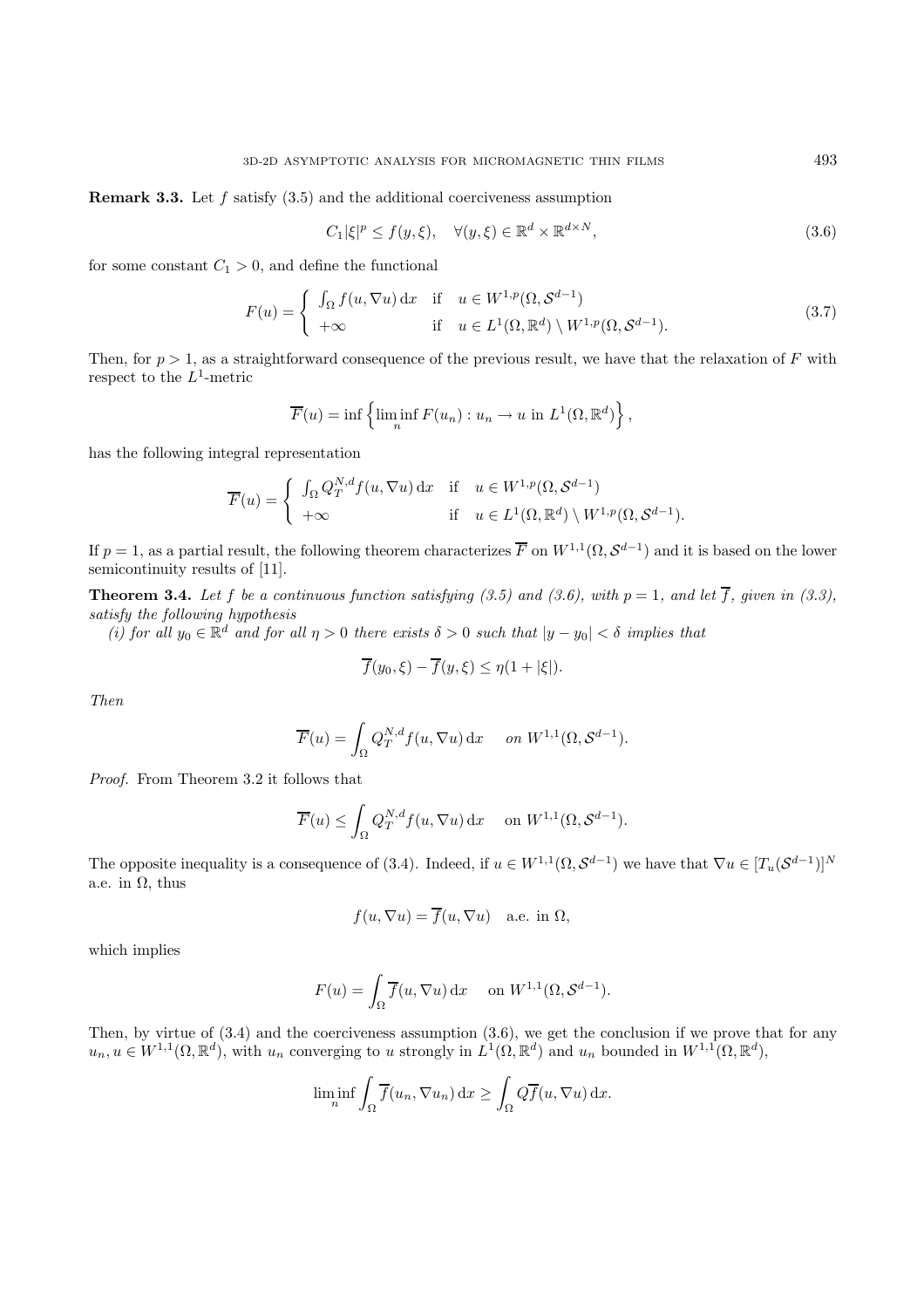**Remark 3.3.** Let $f$ satisfy (3.5) and the additional coerciveness assumption

$$C_1|\xi|^p \leq f(y,\xi), \quad \forall (y,\xi) \in \mathbb{R}^d \times \mathbb{R}^{d\times N}, \tag{3.6}$$

for some constant $C_1 > 0$, and define the functional

$$F(u) = \begin{cases} \int_\Omega f(u,\nabla u)\,\mathrm{d}x & \text{if} \quad u \in W^{1,p}(\Omega,\mathcal{S}^{d-1}) \\ +\infty & \text{if} \quad u \in L^1(\Omega,\mathbb{R}^d) \setminus W^{1,p}(\Omega,\mathcal{S}^{d-1}). \end{cases} \tag{3.7}$$

Then, for $p > 1$, as a straightforward consequence of the previous result, we have that the relaxation of $F$ with respect to the $L^1$-metric

$$\overline{F}(u) = \inf\left\{\liminf_n F(u_n) : u_n \to u \text{ in } L^1(\Omega,\mathbb{R}^d)\right\},$$

has the following integral representation

$$\overline{F}(u) = \begin{cases} \int_\Omega Q_T^{N,d} f(u,\nabla u)\,\mathrm{d}x & \text{if} \quad u \in W^{1,p}(\Omega,\mathcal{S}^{d-1}) \\ +\infty & \text{if} \quad u \in L^1(\Omega,\mathbb{R}^d) \setminus W^{1,p}(\Omega,\mathcal{S}^{d-1}). \end{cases}$$

If $p = 1$, as a partial result, the following theorem characterizes $\overline{F}$ on $W^{1,1}(\Omega,\mathcal{S}^{d-1})$ and it is based on the lower semicontinuity results of [11].

**Theorem 3.4.** *Let $f$ be a continuous function satisfying (3.5) and (3.6), with $p = 1$, and let $\overline{f}$, given in (3.3), satisfy the following hypothesis*

*(i) for all $y_0 \in \mathbb{R}^d$ and for all $\eta > 0$ there exists $\delta > 0$ such that $|y - y_0| < \delta$ implies that*

$$\overline{f}(y_0,\xi) - \overline{f}(y,\xi) \leq \eta(1 + |\xi|).$$

*Then*

$$\overline{F}(u) = \int_\Omega Q_T^{N,d} f(u,\nabla u)\,\mathrm{d}x \quad \text{ on } W^{1,1}(\Omega,\mathcal{S}^{d-1}).$$

*Proof.* From Theorem 3.2 it follows that

$$\overline{F}(u) \leq \int_\Omega Q_T^{N,d} f(u,\nabla u)\,\mathrm{d}x \quad \text{ on } W^{1,1}(\Omega,\mathcal{S}^{d-1}).$$

The opposite inequality is a consequence of (3.4). Indeed, if $u \in W^{1,1}(\Omega,\mathcal{S}^{d-1})$ we have that $\nabla u \in [T_u(\mathcal{S}^{d-1})]^N$ a.e. in $\Omega$, thus

$$f(u,\nabla u) = \overline{f}(u,\nabla u) \quad \text{a.e. in } \Omega,$$

which implies

$$F(u) = \int_\Omega \overline{f}(u,\nabla u)\,\mathrm{d}x \quad \text{ on } W^{1,1}(\Omega,\mathcal{S}^{d-1}).$$

Then, by virtue of (3.4) and the coerciveness assumption (3.6), we get the conclusion if we prove that for any $u_n, u \in W^{1,1}(\Omega,\mathbb{R}^d)$, with $u_n$ converging to $u$ strongly in $L^1(\Omega,\mathbb{R}^d)$ and $u_n$ bounded in $W^{1,1}(\Omega,\mathbb{R}^d)$,

$$\liminf_n \int_\Omega \overline{f}(u_n,\nabla u_n)\,\mathrm{d}x \geq \int_\Omega Q\overline{f}(u,\nabla u)\,\mathrm{d}x.$$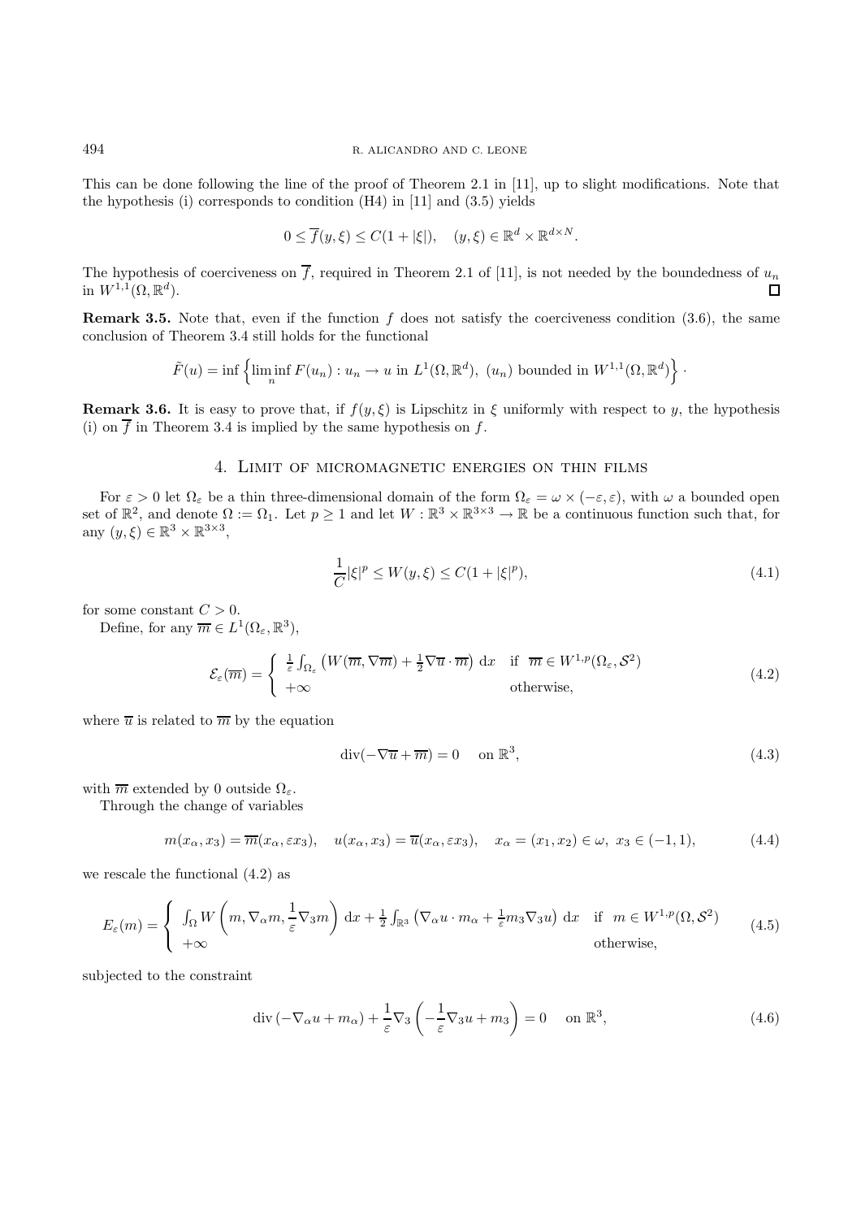This can be done following the line of the proof of Theorem 2.1 in [11], up to slight modifications. Note that the hypothesis (i) corresponds to condition (H4) in [11] and (3.5) yields

$$0 \leq \overline{f}(y,\xi) \leq C(1+|\xi|), \quad (y,\xi) \in \mathbb{R}^d \times \mathbb{R}^{d\times N}.$$

The hypothesis of coerciveness on $\overline{f}$, required in Theorem 2.1 of [11], is not needed by the boundedness of $u_n$ in $W^{1,1}(\Omega, \mathbb{R}^d)$. $\square$

**Remark 3.5.** Note that, even if the function $f$ does not satisfy the coerciveness condition (3.6), the same conclusion of Theorem 3.4 still holds for the functional

$$\tilde{F}(u) = \inf\left\{ \liminf_n F(u_n) : u_n \to u \text{ in } L^1(\Omega, \mathbb{R}^d),\ (u_n) \text{ bounded in } W^{1,1}(\Omega, \mathbb{R}^d) \right\}\cdot$$

**Remark 3.6.** It is easy to prove that, if $f(y,\xi)$ is Lipschitz in $\xi$ uniformly with respect to $y$, the hypothesis (i) on $\overline{f}$ in Theorem 3.4 is implied by the same hypothesis on $f$.

## 4. Limit of micromagnetic energies on thin films

For $\varepsilon > 0$ let $\Omega_\varepsilon$ be a thin three-dimensional domain of the form $\Omega_\varepsilon = \omega \times (-\varepsilon, \varepsilon)$, with $\omega$ a bounded open set of $\mathbb{R}^2$, and denote $\Omega := \Omega_1$. Let $p \geq 1$ and let $W : \mathbb{R}^3 \times \mathbb{R}^{3\times 3} \to \mathbb{R}$ be a continuous function such that, for any $(y,\xi) \in \mathbb{R}^3 \times \mathbb{R}^{3\times 3}$,

$$\frac{1}{C}|\xi|^p \leq W(y,\xi) \leq C(1+|\xi|^p), \tag{4.1}$$

for some constant $C > 0$.

Define, for any $\overline{m} \in L^1(\Omega_\varepsilon, \mathbb{R}^3)$,

$$\mathcal{E}_\varepsilon(\overline{m}) = \begin{cases} \frac{1}{\varepsilon}\int_{\Omega_\varepsilon} \left( W(\overline{m}, \nabla \overline{m}) + \frac{1}{2}\nabla \overline{u}\cdot \overline{m}\right)\, \mathrm{d}x & \text{if } \ \overline{m} \in W^{1,p}(\Omega_\varepsilon, \mathcal{S}^2) \\ +\infty & \text{otherwise,} \end{cases} \tag{4.2}$$

where $\overline{u}$ is related to $\overline{m}$ by the equation

$$\operatorname{div}(-\nabla \overline{u} + \overline{m}) = 0 \quad \text{ on } \mathbb{R}^3, \tag{4.3}$$

with $\overline{m}$ extended by 0 outside $\Omega_\varepsilon$.

Through the change of variables

$$m(x_\alpha, x_3) = \overline{m}(x_\alpha, \varepsilon x_3), \quad u(x_\alpha, x_3) = \overline{u}(x_\alpha, \varepsilon x_3), \quad x_\alpha = (x_1, x_2) \in \omega,\ x_3 \in (-1,1), \tag{4.4}$$

we rescale the functional (4.2) as

$$E_\varepsilon(m) = \begin{cases} \int_\Omega W\left(m, \nabla_\alpha m, \dfrac{1}{\varepsilon}\nabla_3 m\right)\, \mathrm{d}x + \frac{1}{2}\int_{\mathbb{R}^3}\left(\nabla_\alpha u \cdot m_\alpha + \frac{1}{\varepsilon} m_3 \nabla_3 u\right)\, \mathrm{d}x & \text{if } \ m \in W^{1,p}(\Omega, \mathcal{S}^2) \\ +\infty & \text{otherwise,} \end{cases} \tag{4.5}$$

subjected to the constraint

$$\operatorname{div}\left(-\nabla_\alpha u + m_\alpha\right) + \frac{1}{\varepsilon}\nabla_3\left(-\frac{1}{\varepsilon}\nabla_3 u + m_3\right) = 0 \quad \text{ on } \mathbb{R}^3, \tag{4.6}$$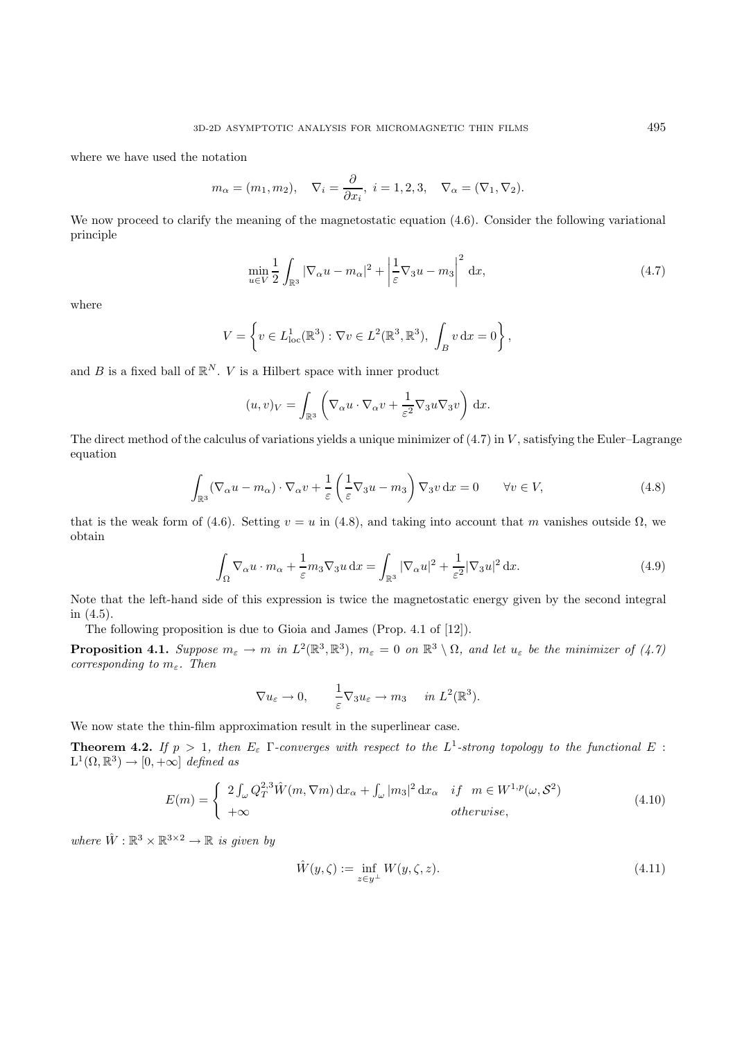where we have used the notation

$$m_\alpha = (m_1, m_2), \quad \nabla_i = \frac{\partial}{\partial x_i},\ i = 1, 2, 3, \quad \nabla_\alpha = (\nabla_1, \nabla_2).$$

We now proceed to clarify the meaning of the magnetostatic equation (4.6). Consider the following variational principle

$$\min_{u \in V} \frac{1}{2} \int_{\mathbb{R}^3} |\nabla_\alpha u - m_\alpha|^2 + \left| \frac{1}{\varepsilon} \nabla_3 u - m_3 \right|^2 \mathrm{d}x, \tag{4.7}$$

where

$$V = \left\{ v \in L^1_{\mathrm{loc}}(\mathbb{R}^3) : \nabla v \in L^2(\mathbb{R}^3, \mathbb{R}^3),\ \int_B v \, \mathrm{d}x = 0 \right\},$$

and $B$ is a fixed ball of $\mathbb{R}^N$. $V$ is a Hilbert space with inner product

$$(u, v)_V = \int_{\mathbb{R}^3} \left( \nabla_\alpha u \cdot \nabla_\alpha v + \frac{1}{\varepsilon^2} \nabla_3 u \nabla_3 v \right) \mathrm{d}x.$$

The direct method of the calculus of variations yields a unique minimizer of (4.7) in $V$, satisfying the Euler–Lagrange equation

$$\int_{\mathbb{R}^3} (\nabla_\alpha u - m_\alpha) \cdot \nabla_\alpha v + \frac{1}{\varepsilon} \left( \frac{1}{\varepsilon} \nabla_3 u - m_3 \right) \nabla_3 v \, \mathrm{d}x = 0 \qquad \forall v \in V, \tag{4.8}$$

that is the weak form of (4.6). Setting $v = u$ in (4.8), and taking into account that $m$ vanishes outside $\Omega$, we obtain

$$\int_\Omega \nabla_\alpha u \cdot m_\alpha + \frac{1}{\varepsilon} m_3 \nabla_3 u \, \mathrm{d}x = \int_{\mathbb{R}^3} |\nabla_\alpha u|^2 + \frac{1}{\varepsilon^2} |\nabla_3 u|^2 \, \mathrm{d}x. \tag{4.9}$$

Note that the left-hand side of this expression is twice the magnetostatic energy given by the second integral in (4.5).

The following proposition is due to Gioia and James (Prop. 4.1 of [12]).

**Proposition 4.1.** *Suppose $m_\varepsilon \to m$ in $L^2(\mathbb{R}^3, \mathbb{R}^3)$, $m_\varepsilon = 0$ on $\mathbb{R}^3 \setminus \Omega$, and let $u_\varepsilon$ be the minimizer of (4.7) corresponding to $m_\varepsilon$. Then*

$$\nabla u_\varepsilon \to 0, \qquad \frac{1}{\varepsilon} \nabla_3 u_\varepsilon \to m_3 \quad \text{in } L^2(\mathbb{R}^3).$$

We now state the thin-film approximation result in the superlinear case.

**Theorem 4.2.** *If $p > 1$, then $E_\varepsilon$ $\Gamma$-converges with respect to the $L^1$-strong topology to the functional $E : \mathrm{L}^1(\Omega, \mathbb{R}^3) \to [0, +\infty]$ defined as*

$$E(m) = \begin{cases} 2 \int_\omega Q_T^{2,3} \hat{W}(m, \nabla m) \, \mathrm{d}x_\alpha + \int_\omega |m_3|^2 \, \mathrm{d}x_\alpha & \text{if} \quad m \in W^{1,p}(\omega, \mathcal{S}^2) \\ +\infty & \text{otherwise}, \end{cases} \tag{4.10}$$

*where $\hat{W} : \mathbb{R}^3 \times \mathbb{R}^{3 \times 2} \to \mathbb{R}$ is given by*

$$\hat{W}(y, \zeta) := \inf_{z \in y^\perp} W(y, \zeta, z). \tag{4.11}$$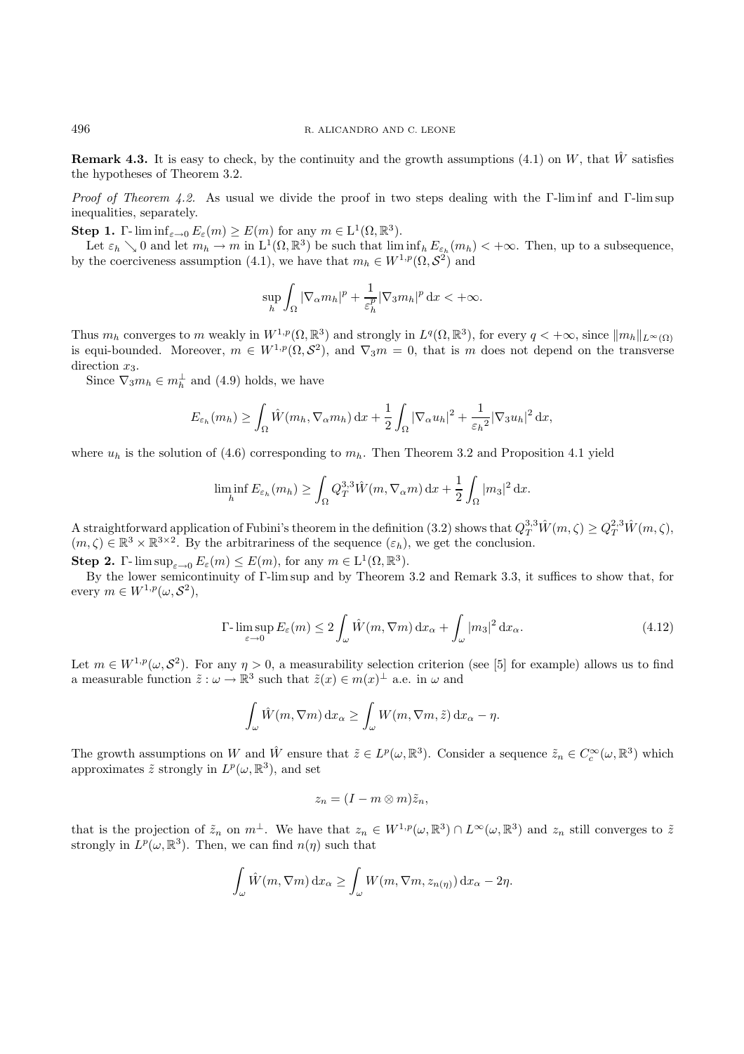**Remark 4.3.** It is easy to check, by the continuity and the growth assumptions (4.1) on $W$, that $\hat{W}$ satisfies the hypotheses of Theorem 3.2.

*Proof of Theorem 4.2.* As usual we divide the proof in two steps dealing with the $\Gamma$-lim inf and $\Gamma$-lim sup inequalities, separately.

**Step 1.** $\Gamma\text{-}\liminf_{\varepsilon\to 0} E_\varepsilon(m) \geq E(m)$ for any $m \in \mathrm{L}^1(\Omega, \mathbb{R}^3)$.

Let $\varepsilon_h \searrow 0$ and let $m_h \to m$ in $\mathrm{L}^1(\Omega, \mathbb{R}^3)$ be such that $\liminf_h E_{\varepsilon_h}(m_h) < +\infty$. Then, up to a subsequence, by the coerciveness assumption (4.1), we have that $m_h \in W^{1,p}(\Omega, \mathcal{S}^2)$ and

$$\sup_h \int_\Omega |\nabla_\alpha m_h|^p + \frac{1}{\varepsilon_h^p}|\nabla_3 m_h|^p \,\mathrm{d}x < +\infty.$$

Thus $m_h$ converges to $m$ weakly in $W^{1,p}(\Omega, \mathbb{R}^3)$ and strongly in $L^q(\Omega, \mathbb{R}^3)$, for every $q < +\infty$, since $\|m_h\|_{L^\infty(\Omega)}$ is equi-bounded. Moreover, $m \in W^{1,p}(\Omega, \mathcal{S}^2)$, and $\nabla_3 m = 0$, that is $m$ does not depend on the transverse direction $x_3$.

Since $\nabla_3 m_h \in m_h^\perp$ and (4.9) holds, we have

$$E_{\varepsilon_h}(m_h) \geq \int_\Omega \hat{W}(m_h, \nabla_\alpha m_h)\,\mathrm{d}x + \frac{1}{2}\int_\Omega |\nabla_\alpha u_h|^2 + \frac{1}{{\varepsilon_h}^2}|\nabla_3 u_h|^2 \,\mathrm{d}x,$$

where $u_h$ is the solution of (4.6) corresponding to $m_h$. Then Theorem 3.2 and Proposition 4.1 yield

$$\liminf_h E_{\varepsilon_h}(m_h) \geq \int_\Omega Q_T^{3,3}\hat{W}(m, \nabla_\alpha m)\,\mathrm{d}x + \frac{1}{2}\int_\Omega |m_3|^2\,\mathrm{d}x.$$

A straightforward application of Fubini's theorem in the definition (3.2) shows that $Q_T^{3,3}\hat{W}(m,\zeta) \geq Q_T^{2,3}\hat{W}(m,\zeta)$, $(m,\zeta) \in \mathbb{R}^3 \times \mathbb{R}^{3\times 2}$. By the arbitrariness of the sequence $(\varepsilon_h)$, we get the conclusion.

**Step 2.** $\Gamma\text{-}\limsup_{\varepsilon\to 0} E_\varepsilon(m) \leq E(m)$, for any $m \in \mathrm{L}^1(\Omega, \mathbb{R}^3)$.

By the lower semicontinuity of $\Gamma$-lim sup and by Theorem 3.2 and Remark 3.3, it suffices to show that, for every $m \in W^{1,p}(\omega, \mathcal{S}^2)$,

$$\Gamma\text{-}\limsup_{\varepsilon\to 0} E_\varepsilon(m) \leq 2\int_\omega \hat{W}(m, \nabla m)\,\mathrm{d}x_\alpha + \int_\omega |m_3|^2\,\mathrm{d}x_\alpha. \tag{4.12}$$

Let $m \in W^{1,p}(\omega, \mathcal{S}^2)$. For any $\eta > 0$, a measurability selection criterion (see [5] for example) allows us to find a measurable function $\tilde{z} : \omega \to \mathbb{R}^3$ such that $\tilde{z}(x) \in m(x)^\perp$ a.e. in $\omega$ and

$$\int_\omega \hat{W}(m, \nabla m)\,\mathrm{d}x_\alpha \geq \int_\omega W(m, \nabla m, \tilde{z})\,\mathrm{d}x_\alpha - \eta.$$

The growth assumptions on $W$ and $\hat{W}$ ensure that $\tilde{z} \in L^p(\omega, \mathbb{R}^3)$. Consider a sequence $\tilde{z}_n \in C_c^\infty(\omega, \mathbb{R}^3)$ which approximates $\tilde{z}$ strongly in $L^p(\omega, \mathbb{R}^3)$, and set

$$z_n = (I - m \otimes m)\tilde{z}_n,$$

that is the projection of $\tilde{z}_n$ on $m^\perp$. We have that $z_n \in W^{1,p}(\omega, \mathbb{R}^3) \cap L^\infty(\omega, \mathbb{R}^3)$ and $z_n$ still converges to $\tilde{z}$ strongly in $L^p(\omega, \mathbb{R}^3)$. Then, we can find $n(\eta)$ such that

$$\int_\omega \hat{W}(m, \nabla m)\,\mathrm{d}x_\alpha \geq \int_\omega W(m, \nabla m, z_{n(\eta)})\,\mathrm{d}x_\alpha - 2\eta.$$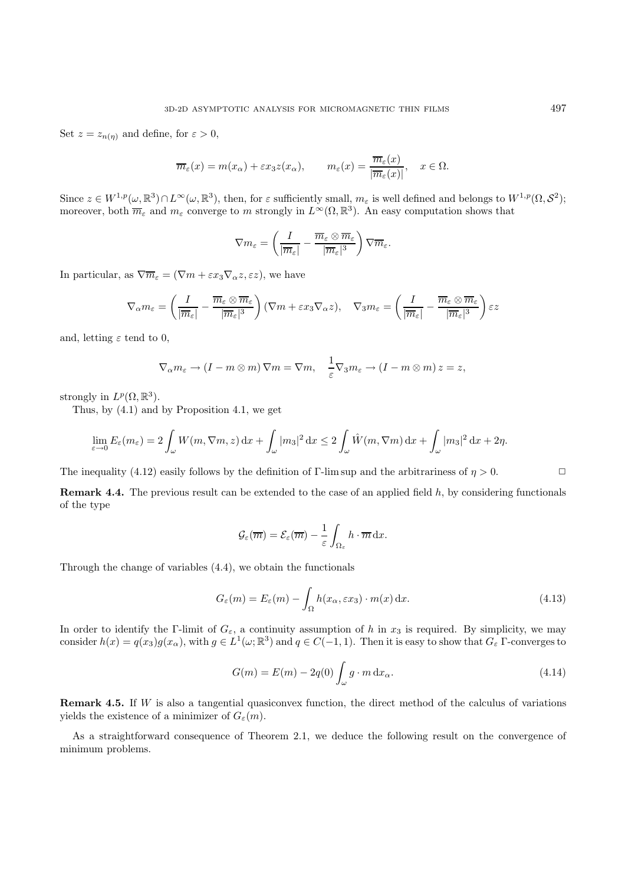Set $z = z_{n(\eta)}$ and define, for $\varepsilon > 0$,

$$\overline{m}_\varepsilon(x) = m(x_\alpha) + \varepsilon x_3 z(x_\alpha), \qquad m_\varepsilon(x) = \frac{\overline{m}_\varepsilon(x)}{|\overline{m}_\varepsilon(x)|}, \quad x \in \Omega.$$

Since $z \in W^{1,p}(\omega, \mathbb{R}^3) \cap L^\infty(\omega, \mathbb{R}^3)$, then, for $\varepsilon$ sufficiently small, $m_\varepsilon$ is well defined and belongs to $W^{1,p}(\Omega, \mathcal{S}^2)$; moreover, both $\overline{m}_\varepsilon$ and $m_\varepsilon$ converge to $m$ strongly in $L^\infty(\Omega, \mathbb{R}^3)$. An easy computation shows that

$$\nabla m_\varepsilon = \left( \frac{I}{|\overline{m}_\varepsilon|} - \frac{\overline{m}_\varepsilon \otimes \overline{m}_\varepsilon}{|\overline{m}_\varepsilon|^3} \right) \nabla \overline{m}_\varepsilon.$$

In particular, as $\nabla \overline{m}_\varepsilon = (\nabla m + \varepsilon x_3 \nabla_\alpha z, \varepsilon z)$, we have

$$\nabla_\alpha m_\varepsilon = \left( \frac{I}{|\overline{m}_\varepsilon|} - \frac{\overline{m}_\varepsilon \otimes \overline{m}_\varepsilon}{|\overline{m}_\varepsilon|^3} \right) (\nabla m + \varepsilon x_3 \nabla_\alpha z), \quad \nabla_3 m_\varepsilon = \left( \frac{I}{|\overline{m}_\varepsilon|} - \frac{\overline{m}_\varepsilon \otimes \overline{m}_\varepsilon}{|\overline{m}_\varepsilon|^3} \right) \varepsilon z$$

and, letting $\varepsilon$ tend to 0,

$$\nabla_\alpha m_\varepsilon \to (I - m \otimes m) \nabla m = \nabla m, \quad \frac{1}{\varepsilon} \nabla_3 m_\varepsilon \to (I - m \otimes m) z = z,$$

strongly in $L^p(\Omega, \mathbb{R}^3)$.

Thus, by (4.1) and by Proposition 4.1, we get

$$\lim_{\varepsilon \to 0} E_\varepsilon(m_\varepsilon) = 2 \int_\omega W(m, \nabla m, z) \, \mathrm{d}x + \int_\omega |m_3|^2 \, \mathrm{d}x \leq 2 \int_\omega \hat{W}(m, \nabla m) \, \mathrm{d}x + \int_\omega |m_3|^2 \, \mathrm{d}x + 2\eta.$$

The inequality (4.12) easily follows by the definition of $\Gamma$-lim sup and the arbitrariness of $\eta > 0$. $\square$

**Remark 4.4.** The previous result can be extended to the case of an applied field $h$, by considering functionals of the type

$$\mathcal{G}_\varepsilon(\overline{m}) = \mathcal{E}_\varepsilon(\overline{m}) - \frac{1}{\varepsilon} \int_{\Omega_\varepsilon} h \cdot \overline{m} \, \mathrm{d}x.$$

Through the change of variables (4.4), we obtain the functionals

$$G_\varepsilon(m) = E_\varepsilon(m) - \int_\Omega h(x_\alpha, \varepsilon x_3) \cdot m(x) \, \mathrm{d}x. \tag{4.13}$$

In order to identify the $\Gamma$-limit of $G_\varepsilon$, a continuity assumption of $h$ in $x_3$ is required. By simplicity, we may consider $h(x) = q(x_3) g(x_\alpha)$, with $g \in L^1(\omega; \mathbb{R}^3)$ and $q \in C(-1, 1)$. Then it is easy to show that $G_\varepsilon$ $\Gamma$-converges to

$$G(m) = E(m) - 2q(0) \int_\omega g \cdot m \, \mathrm{d}x_\alpha. \tag{4.14}$$

**Remark 4.5.** If $W$ is also a tangential quasiconvex function, the direct method of the calculus of variations yields the existence of a minimizer of $G_\varepsilon(m)$.

As a straightforward consequence of Theorem 2.1, we deduce the following result on the convergence of minimum problems.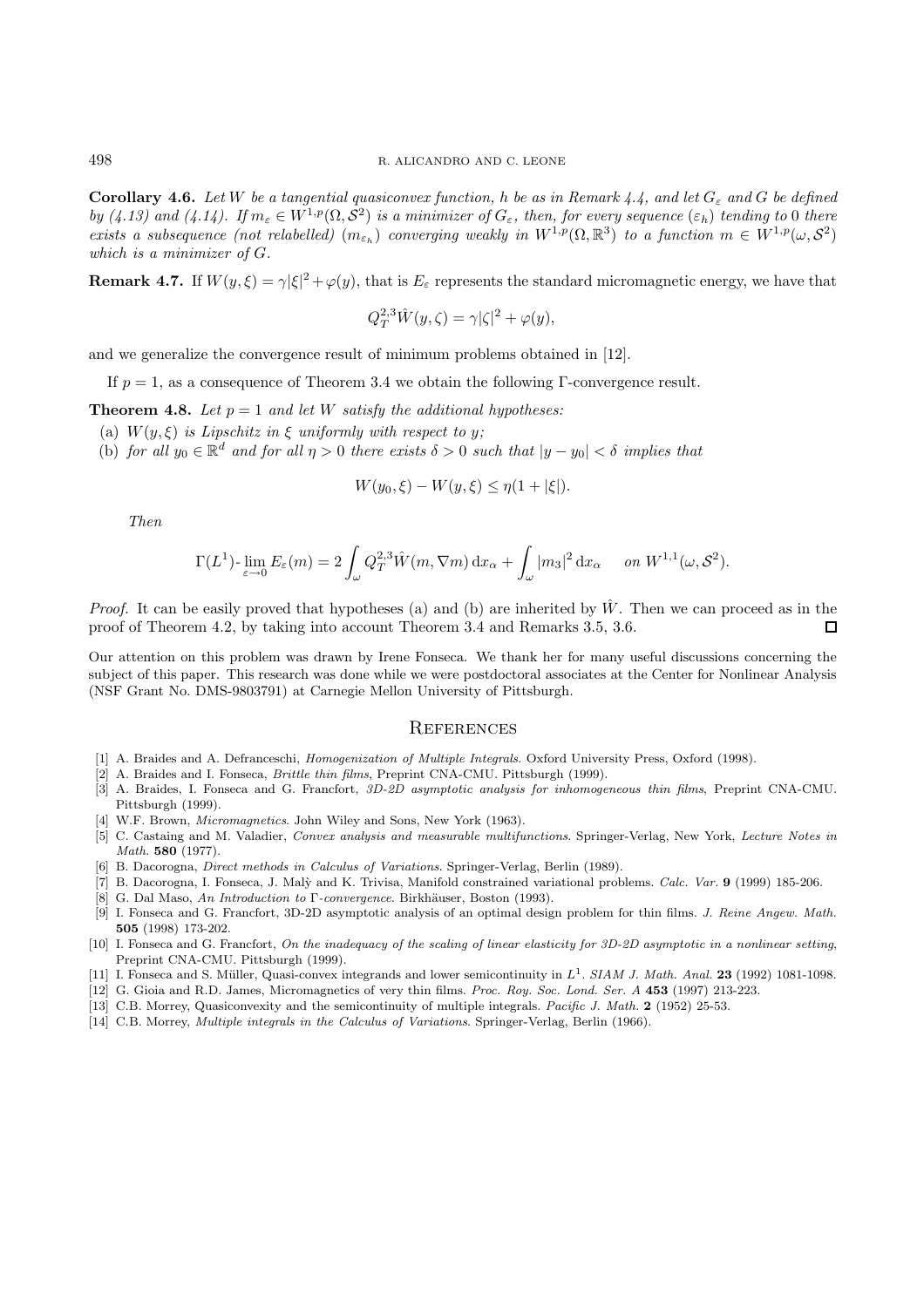**Corollary 4.6.** *Let $W$ be a tangential quasiconvex function, $h$ be as in Remark 4.4, and let $G_\varepsilon$ and $G$ be defined by (4.13) and (4.14). If $m_\varepsilon \in W^{1,p}(\Omega, \mathcal{S}^2)$ is a minimizer of $G_\varepsilon$, then, for every sequence $(\varepsilon_h)$ tending to 0 there exists a subsequence (not relabelled) $(m_{\varepsilon_h})$ converging weakly in $W^{1,p}(\Omega, \mathbb{R}^3)$ to a function $m \in W^{1,p}(\omega, \mathcal{S}^2)$ which is a minimizer of $G$.*

**Remark 4.7.** If $W(y,\xi) = \gamma|\xi|^2 + \varphi(y)$, that is $E_\varepsilon$ represents the standard micromagnetic energy, we have that

$$Q_T^{2,3}\hat{W}(y,\zeta) = \gamma|\zeta|^2 + \varphi(y),$$

and we generalize the convergence result of minimum problems obtained in [12].

If $p = 1$, as a consequence of Theorem 3.4 we obtain the following $\Gamma$-convergence result.

**Theorem 4.8.** *Let $p = 1$ and let $W$ satisfy the additional hypotheses:*

(a) *$W(y,\xi)$ is Lipschitz in $\xi$ uniformly with respect to $y$;*

(b) *for all $y_0 \in \mathbb{R}^d$ and for all $\eta > 0$ there exists $\delta > 0$ such that $|y - y_0| < \delta$ implies that*

$$W(y_0, \xi) - W(y, \xi) \leq \eta(1 + |\xi|).$$

*Then*

$$\Gamma(L^1)\text{-}\lim_{\varepsilon \to 0} E_\varepsilon(m) = 2\int_\omega Q_T^{2,3}\hat{W}(m, \nabla m)\,\mathrm{d}x_\alpha + \int_\omega |m_3|^2\,\mathrm{d}x_\alpha \quad \text{ on } W^{1,1}(\omega, \mathcal{S}^2).$$

*Proof.* It can be easily proved that hypotheses (a) and (b) are inherited by $\hat{W}$. Then we can proceed as in the proof of Theorem 4.2, by taking into account Theorem 3.4 and Remarks 3.5, 3.6. □

Our attention on this problem was drawn by Irene Fonseca. We thank her for many useful discussions concerning the subject of this paper. This research was done while we were postdoctoral associates at the Center for Nonlinear Analysis (NSF Grant No. DMS-9803791) at Carnegie Mellon University of Pittsburgh.

## References

[1] A. Braides and A. Defranceschi, *Homogenization of Multiple Integrals.* Oxford University Press, Oxford (1998).

[2] A. Braides and I. Fonseca, *Brittle thin films*, Preprint CNA-CMU. Pittsburgh (1999).

[3] A. Braides, I. Fonseca and G. Francfort, *3D-2D asymptotic analysis for inhomogeneous thin films*, Preprint CNA-CMU. Pittsburgh (1999).

[4] W.F. Brown, *Micromagnetics.* John Wiley and Sons, New York (1963).

[5] C. Castaing and M. Valadier, *Convex analysis and measurable multifunctions.* Springer-Verlag, New York, *Lecture Notes in Math.* **580** (1977).

[6] B. Dacorogna, *Direct methods in Calculus of Variations.* Springer-Verlag, Berlin (1989).

[7] B. Dacorogna, I. Fonseca, J. Malỳ and K. Trivisa, Manifold constrained variational problems. *Calc. Var.* **9** (1999) 185-206.

[8] G. Dal Maso, *An Introduction to Γ-convergence.* Birkhäuser, Boston (1993).

[9] I. Fonseca and G. Francfort, 3D-2D asymptotic analysis of an optimal design problem for thin films. *J. Reine Angew. Math.* **505** (1998) 173-202.

[10] I. Fonseca and G. Francfort, *On the inadequacy of the scaling of linear elasticity for 3D-2D asymptotic in a nonlinear setting*, Preprint CNA-CMU. Pittsburgh (1999).

[11] I. Fonseca and S. Müller, Quasi-convex integrands and lower semicontinuity in $L^1$. *SIAM J. Math. Anal.* **23** (1992) 1081-1098.

[12] G. Gioia and R.D. James, Micromagnetics of very thin films. *Proc. Roy. Soc. Lond. Ser. A* **453** (1997) 213-223.

[13] C.B. Morrey, Quasiconvexity and the semicontinuity of multiple integrals. *Pacific J. Math.* **2** (1952) 25-53.

[14] C.B. Morrey, *Multiple integrals in the Calculus of Variations.* Springer-Verlag, Berlin (1966).